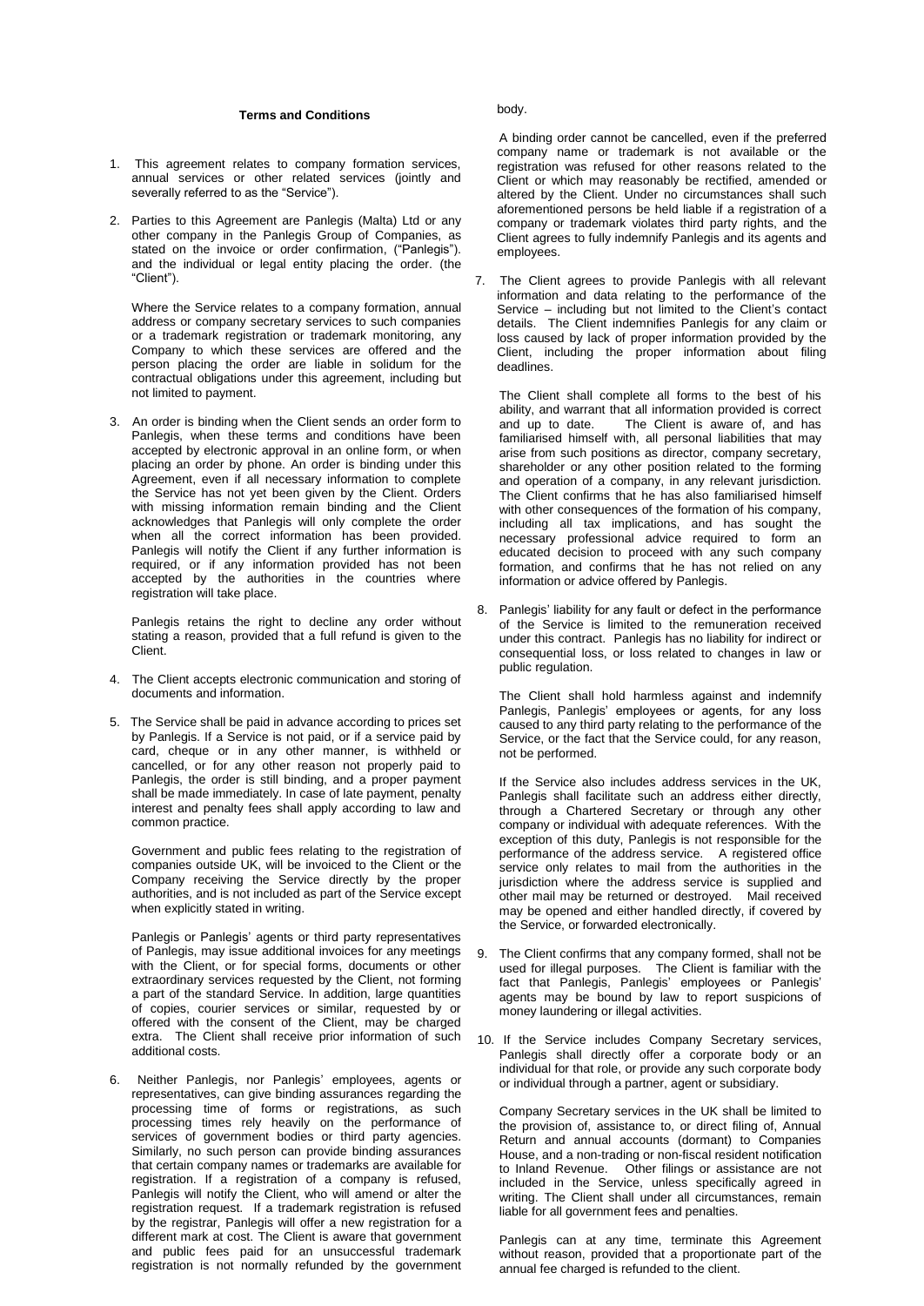## Terms and Conditions

1. This agreement relates to company formation services, annual services or other related services (jointly and severally referred to as the "Service").

2. Parties to this Agreement are Panlegis (Malta) Ltd or any other company in the Panlegis Group of Companies, as stated on the invoice or order confirmation, ("Panlegis"). and the individual or legal entity placing the order. (the "Client").

   Where the Service relates to a company formation, annual address or company secretary services to such companies or a trademark registration or trademark monitoring, any Company to which these services are offered and the person placing the order are liable in solidum for the contractual obligations under this agreement, including but not limited to payment.

3. An order is binding when the Client sends an order form to Panlegis, when these terms and conditions have been accepted by electronic approval in an online form, or when placing an order by phone. An order is binding under this Agreement, even if all necessary information to complete the Service has not yet been given by the Client. Orders with missing information remain binding and the Client acknowledges that Panlegis will only complete the order when all the correct information has been provided. Panlegis will notify the Client if any further information is required, or if any information provided has not been accepted by the authorities in the countries where registration will take place.

   Panlegis retains the right to decline any order without stating a reason, provided that a full refund is given to the Client.

4. The Client accepts electronic communication and storing of documents and information.

5. The Service shall be paid in advance according to prices set by Panlegis. If a Service is not paid, or if a service paid by card, cheque or in any other manner, is withheld or cancelled, or for any other reason not properly paid to Panlegis, the order is still binding, and a proper payment shall be made immediately. In case of late payment, penalty interest and penalty fees shall apply according to law and common practice.

   Government and public fees relating to the registration of companies outside UK, will be invoiced to the Client or the Company receiving the Service directly by the proper authorities, and is not included as part of the Service except when explicitly stated in writing.

   Panlegis or Panlegis' agents or third party representatives of Panlegis, may issue additional invoices for any meetings with the Client, or for special forms, documents or other extraordinary services requested by the Client, not forming a part of the standard Service. In addition, large quantities of copies, courier services or similar, requested by or offered with the consent of the Client, may be charged extra. The Client shall receive prior information of such additional costs.

6. Neither Panlegis, nor Panlegis' employees, agents or representatives, can give binding assurances regarding the processing time of forms or registrations, as such processing times rely heavily on the performance of services of government bodies or third party agencies. Similarly, no such person can provide binding assurances that certain company names or trademarks are available for registration. If a registration of a company is refused, Panlegis will notify the Client, who will amend or alter the registration request. If a trademark registration is refused by the registrar, Panlegis will offer a new registration for a different mark at cost. The Client is aware that government and public fees paid for an unsuccessful trademark registration is not normally refunded by the government body.

   A binding order cannot be cancelled, even if the preferred company name or trademark is not available or the registration was refused for other reasons related to the Client or which may reasonably be rectified, amended or altered by the Client. Under no circumstances shall such aforementioned persons be held liable if a registration of a company or trademark violates third party rights, and the Client agrees to fully indemnify Panlegis and its agents and employees.

7. The Client agrees to provide Panlegis with all relevant information and data relating to the performance of the Service – including but not limited to the Client's contact details. The Client indemnifies Panlegis for any claim or loss caused by lack of proper information provided by the Client, including the proper information about filing deadlines.

   The Client shall complete all forms to the best of his ability, and warrant that all information provided is correct and up to date. The Client is aware of, and has familiarised himself with, all personal liabilities that may arise from such positions as director, company secretary, shareholder or any other position related to the forming and operation of a company, in any relevant jurisdiction. The Client confirms that he has also familiarised himself with other consequences of the formation of his company, including all tax implications, and has sought the necessary professional advice required to form an educated decision to proceed with any such company formation, and confirms that he has not relied on any information or advice offered by Panlegis.

8. Panlegis' liability for any fault or defect in the performance of the Service is limited to the remuneration received under this contract. Panlegis has no liability for indirect or consequential loss, or loss related to changes in law or public regulation.

   The Client shall hold harmless against and indemnify Panlegis, Panlegis' employees or agents, for any loss caused to any third party relating to the performance of the Service, or the fact that the Service could, for any reason, not be performed.

   If the Service also includes address services in the UK, Panlegis shall facilitate such an address either directly, through a Chartered Secretary or through any other company or individual with adequate references. With the exception of this duty, Panlegis is not responsible for the performance of the address service. A registered office service only relates to mail from the authorities in the jurisdiction where the address service is supplied and other mail may be returned or destroyed. Mail received may be opened and either handled directly, if covered by the Service, or forwarded electronically.

9. The Client confirms that any company formed, shall not be used for illegal purposes. The Client is familiar with the fact that Panlegis, Panlegis' employees or Panlegis' agents may be bound by law to report suspicions of money laundering or illegal activities.

10. If the Service includes Company Secretary services, Panlegis shall directly offer a corporate body or an individual for that role, or provide any such corporate body or individual through a partner, agent or subsidiary.

    Company Secretary services in the UK shall be limited to the provision of, assistance to, or direct filing of, Annual Return and annual accounts (dormant) to Companies House, and a non-trading or non-fiscal resident notification to Inland Revenue. Other filings or assistance are not included in the Service, unless specifically agreed in writing. The Client shall under all circumstances, remain liable for all government fees and penalties.

    Panlegis can at any time, terminate this Agreement without reason, provided that a proportionate part of the annual fee charged is refunded to the client.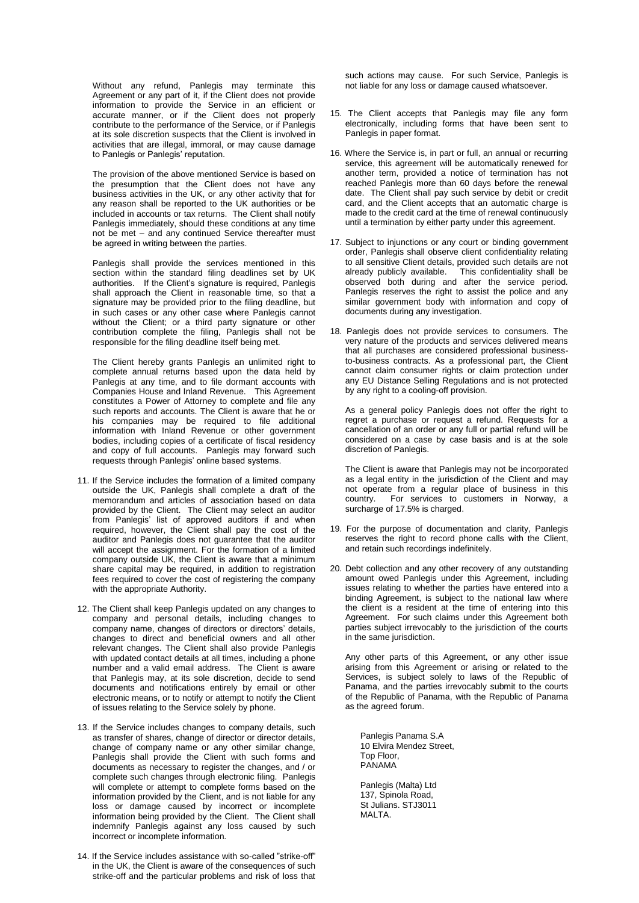Without any refund, Panlegis may terminate this Agreement or any part of it, if the Client does not provide information to provide the Service in an efficient or accurate manner, or if the Client does not properly contribute to the performance of the Service, or if Panlegis at its sole discretion suspects that the Client is involved in activities that are illegal, immoral, or may cause damage to Panlegis or Panlegis' reputation.

The provision of the above mentioned Service is based on the presumption that the Client does not have any business activities in the UK, or any other activity that for any reason shall be reported to the UK authorities or be included in accounts or tax returns. The Client shall notify Panlegis immediately, should these conditions at any time not be met – and any continued Service thereafter must be agreed in writing between the parties.

Panlegis shall provide the services mentioned in this section within the standard filing deadlines set by UK authorities. If the Client's signature is required, Panlegis shall approach the Client in reasonable time, so that a signature may be provided prior to the filing deadline, but in such cases or any other case where Panlegis cannot without the Client; or a third party signature or other contribution complete the filing, Panlegis shall not be responsible for the filing deadline itself being met.

The Client hereby grants Panlegis an unlimited right to complete annual returns based upon the data held by Panlegis at any time, and to file dormant accounts with Companies House and Inland Revenue. This Agreement constitutes a Power of Attorney to complete and file any such reports and accounts. The Client is aware that he or his companies may be required to file additional information with Inland Revenue or other government bodies, including copies of a certificate of fiscal residency and copy of full accounts. Panlegis may forward such requests through Panlegis' online based systems.

11. If the Service includes the formation of a limited company outside the UK, Panlegis shall complete a draft of the memorandum and articles of association based on data provided by the Client. The Client may select an auditor from Panlegis' list of approved auditors if and when required, however, the Client shall pay the cost of the auditor and Panlegis does not guarantee that the auditor will accept the assignment. For the formation of a limited company outside UK, the Client is aware that a minimum share capital may be required, in addition to registration fees required to cover the cost of registering the company with the appropriate Authority.

12. The Client shall keep Panlegis updated on any changes to company and personal details, including changes to company name, changes of directors or directors' details, changes to direct and beneficial owners and all other relevant changes. The Client shall also provide Panlegis with updated contact details at all times, including a phone number and a valid email address. The Client is aware that Panlegis may, at its sole discretion, decide to send documents and notifications entirely by email or other electronic means, or to notify or attempt to notify the Client of issues relating to the Service solely by phone.

13. If the Service includes changes to company details, such as transfer of shares, change of director or director details, change of company name or any other similar change, Panlegis shall provide the Client with such forms and documents as necessary to register the changes, and / or complete such changes through electronic filing. Panlegis will complete or attempt to complete forms based on the information provided by the Client, and is not liable for any loss or damage caused by incorrect or incomplete information being provided by the Client. The Client shall indemnify Panlegis against any loss caused by such incorrect or incomplete information.

14. If the Service includes assistance with so-called "strike-off" in the UK, the Client is aware of the consequences of such strike-off and the particular problems and risk of loss that such actions may cause. For such Service, Panlegis is not liable for any loss or damage caused whatsoever.

15. The Client accepts that Panlegis may file any form electronically, including forms that have been sent to Panlegis in paper format.

16. Where the Service is, in part or full, an annual or recurring service, this agreement will be automatically renewed for another term, provided a notice of termination has not reached Panlegis more than 60 days before the renewal date. The Client shall pay such service by debit or credit card, and the Client accepts that an automatic charge is made to the credit card at the time of renewal continuously until a termination by either party under this agreement.

17. Subject to injunctions or any court or binding government order, Panlegis shall observe client confidentiality relating to all sensitive Client details, provided such details are not already publicly available. This confidentiality shall be observed both during and after the service period. Panlegis reserves the right to assist the police and any similar government body with information and copy of documents during any investigation.

18. Panlegis does not provide services to consumers. The very nature of the products and services delivered means that all purchases are considered professional business-to-business contracts. As a professional part, the Client cannot claim consumer rights or claim protection under any EU Distance Selling Regulations and is not protected by any right to a cooling-off provision.

    As a general policy Panlegis does not offer the right to regret a purchase or request a refund. Requests for a cancellation of an order or any full or partial refund will be considered on a case by case basis and is at the sole discretion of Panlegis.

    The Client is aware that Panlegis may not be incorporated as a legal entity in the jurisdiction of the Client and may not operate from a regular place of business in this country. For services to customers in Norway, a surcharge of 17.5% is charged.

19. For the purpose of documentation and clarity, Panlegis reserves the right to record phone calls with the Client, and retain such recordings indefinitely.

20. Debt collection and any other recovery of any outstanding amount owed Panlegis under this Agreement, including issues relating to whether the parties have entered into a binding Agreement, is subject to the national law where the client is a resident at the time of entering into this Agreement. For such claims under this Agreement both parties subject irrevocably to the jurisdiction of the courts in the same jurisdiction.

    Any other parts of this Agreement, or any other issue arising from this Agreement or arising or related to the Services, is subject solely to laws of the Republic of Panama, and the parties irrevocably submit to the courts of the Republic of Panama, with the Republic of Panama as the agreed forum.

Panlegis Panama S.A
10 Elvira Mendez Street,
Top Floor,
PANAMA

Panlegis (Malta) Ltd
137, Spinola Road,
St Julians. STJ3011
MALTA.